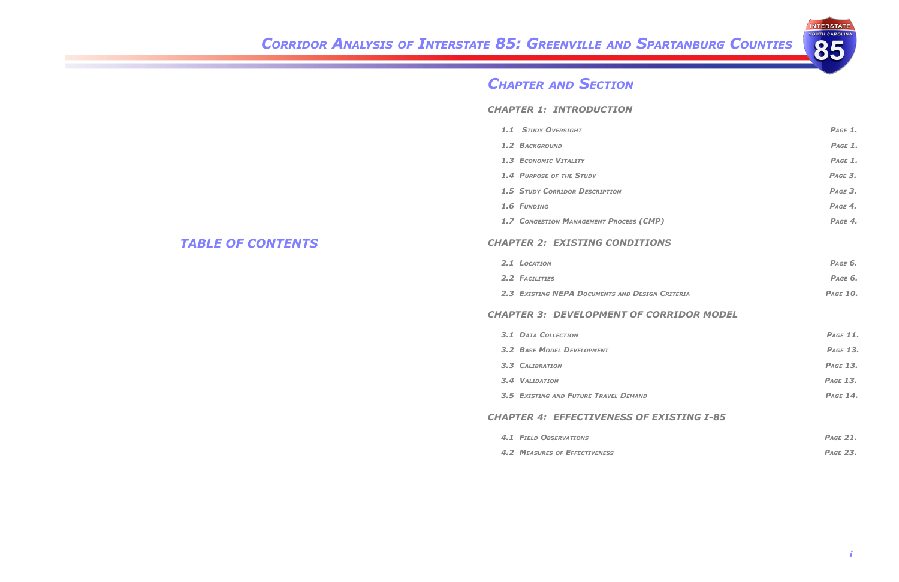# TABLE OF CONTENTS

## CHAPTER AND SECTION

### CHAPTER 1: INTRODUCTION

| Section | Page |
|---|---|
| 1.1 Study Oversight | Page 1. |
| 1.2 Background | Page 1. |
| 1.3 Economic Vitality | Page 1. |
| 1.4 Purpose of the Study | Page 3. |
| 1.5 Study Corridor Description | Page 3. |
| 1.6 Funding | Page 4. |
| 1.7 Congestion Management Process (CMP) | Page 4. |

### CHAPTER 2: EXISTING CONDITIONS

| Section | Page |
|---|---|
| 2.1 Location | Page 6. |
| 2.2 Facilities | Page 6. |
| 2.3 Existing NEPA Documents and Design Criteria | Page 10. |

### CHAPTER 3: DEVELOPMENT OF CORRIDOR MODEL

| Section | Page |
|---|---|
| 3.1 Data Collection | Page 11. |
| 3.2 Base Model Development | Page 13. |
| 3.3 Calibration | Page 13. |
| 3.4 Validation | Page 13. |
| 3.5 Existing and Future Travel Demand | Page 14. |

### CHAPTER 4: EFFECTIVENESS OF EXISTING I-85

| Section | Page |
|---|---|
| 4.1 Field Observations | Page 21. |
| 4.2 Measures of Effectiveness | Page 23. |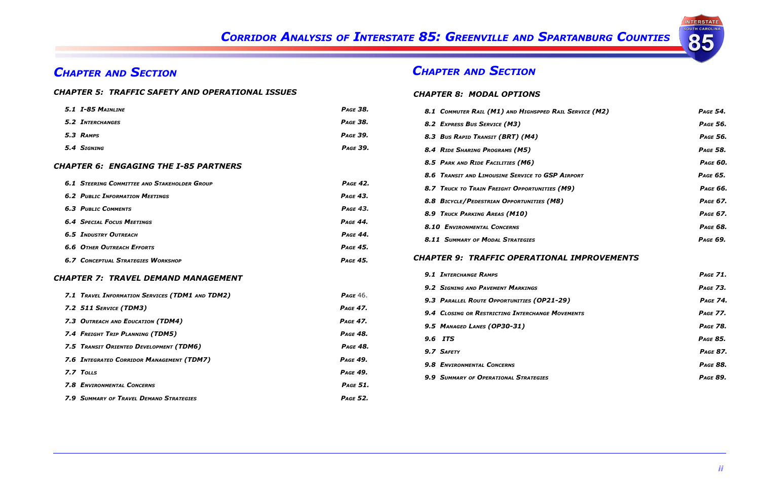## *Chapter and Section*

### *CHAPTER 5: TRAFFIC SAFETY AND OPERATIONAL ISSUES*

| | |
|---|---|
| *5.1 I-85 Mainline* | *Page 38.* |
| *5.2 Interchanges* | *Page 38.* |
| *5.3 Ramps* | *Page 39.* |
| *5.4 Signing* | *Page 39.* |

### *CHAPTER 6: ENGAGING THE I-85 PARTNERS*

| | |
|---|---|
| *6.1 Steering Committee and Stakeholder Group* | *Page 42.* |
| *6.2 Public Information Meetings* | *Page 43.* |
| *6.3 Public Comments* | *Page 43.* |
| *6.4 Special Focus Meetings* | *Page 44.* |
| *6.5 Industry Outreach* | *Page 44.* |
| *6.6 Other Outreach Efforts* | *Page 45.* |
| *6.7 Conceptual Strategies Workshop* | *Page 45.* |

### *CHAPTER 7: TRAVEL DEMAND MANAGEMENT*

| | |
|---|---|
| *7.1 Travel Information Services (TDM1 and TDM2)* | *Page* 46. |
| *7.2 511 Service (TDM3)* | *Page 47.* |
| *7.3 Outreach and Education (TDM4)* | *Page 47.* |
| *7.4 Freight Trip Planning (TDM5)* | *Page 48.* |
| *7.5 Transit Oriented Development (TDM6)* | *Page 48.* |
| *7.6 Integrated Corridor Management (TDM7)* | *Page 49.* |
| *7.7 Tolls* | *Page 49.* |
| *7.8 Environmental Concerns* | *Page 51.* |
| *7.9 Summary of Travel Demand Strategies* | *Page 52.* |

## *Chapter and Section*

### *CHAPTER 8: MODAL OPTIONS*

| | |
|---|---|
| *8.1 Commuter Rail (M1) and Highspped Rail Service (M2)* | *Page 54.* |
| *8.2 Express Bus Service (M3)* | *Page 56.* |
| *8.3 Bus Rapid Transit (BRT) (M4)* | *Page 56.* |
| *8.4 Ride Sharing Programs (M5)* | *Page 58.* |
| *8.5 Park and Ride Facilities (M6)* | *Page 60.* |
| *8.6 Transit and Limousine Service to GSP Airport* | *Page 65.* |
| *8.7 Truck to Train Freight Opportunities (M9)* | *Page 66.* |
| *8.8 Bicycle/Pedestrian Opportunities (M8)* | *Page 67.* |
| *8.9 Truck Parking Areas (M10)* | *Page 67.* |
| *8.10 Environmental Concerns* | *Page 68.* |
| *8.11 Summary of Modal Strategies* | *Page 69.* |

### *CHAPTER 9: TRAFFIC OPERATIONAL IMPROVEMENTS*

| | |
|---|---|
| *9.1 Interchange Ramps* | *Page 71.* |
| *9.2 Signing and Pavement Markings* | *Page 73.* |
| *9.3 Parallel Route Opportunities (OP21-29)* | *Page 74.* |
| *9.4 Closing or Restricting Interchange Movements* | *Page 77.* |
| *9.5 Managed Lanes (OP30-31)* | *Page 78.* |
| *9.6 ITS* | *Page 85.* |
| *9.7 Safety* | *Page 87.* |
| *9.8 Environmental Concerns* | *Page 88.* |
| *9.9 Summary of Operational Strategies* | *Page 89.* |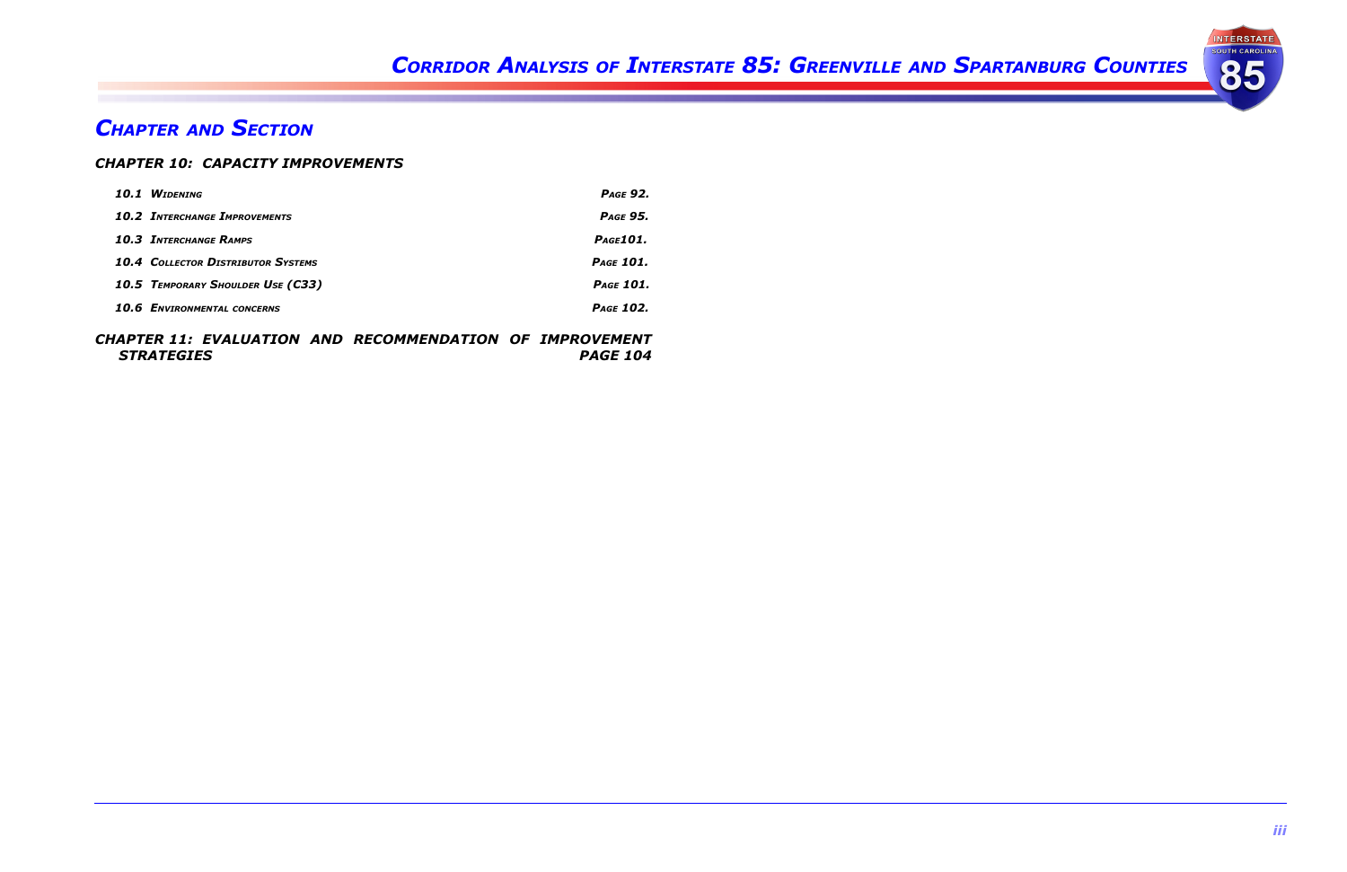## *Chapter and Section*

### *CHAPTER 10: CAPACITY IMPROVEMENTS*

| | |
|---|---|
| ***10.1 Widening*** | ***Page 92.*** |
| ***10.2 Interchange Improvements*** | ***Page 95.*** |
| ***10.3 Interchange Ramps*** | ***Page101.*** |
| ***10.4 Collector Distributor Systems*** | ***Page 101.*** |
| ***10.5 Temporary Shoulder Use (C33)*** | ***Page 101.*** |
| ***10.6 Environmental concerns*** | ***Page 102.*** |

### *CHAPTER 11: EVALUATION AND RECOMMENDATION OF IMPROVEMENT STRATEGIES* — *PAGE 104*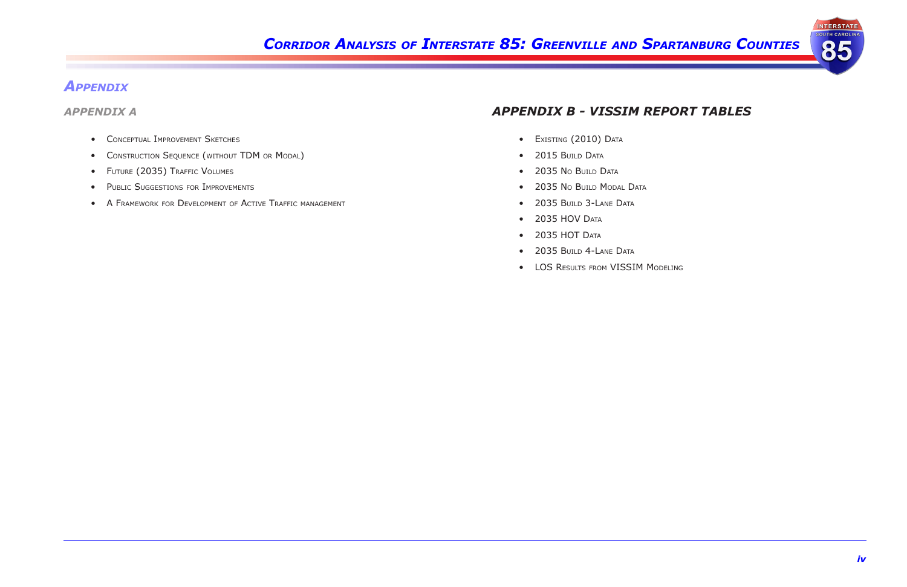## *Appendix*

### *APPENDIX A*

- Conceptual Improvement Sketches
- Construction Sequence (without TDM or Modal)
- Future (2035) Traffic Volumes
- Public Suggestions for Improvements
- A Framework for Development of Active Traffic management

### *APPENDIX B - VISSIM REPORT TABLES*

- Existing (2010) Data
- 2015 Build Data
- 2035 No Build Data
- 2035 No Build Modal Data
- 2035 Build 3-Lane Data
- 2035 HOV Data
- 2035 HOT Data
- 2035 Build 4-Lane Data
- LOS Results from VISSIM Modeling